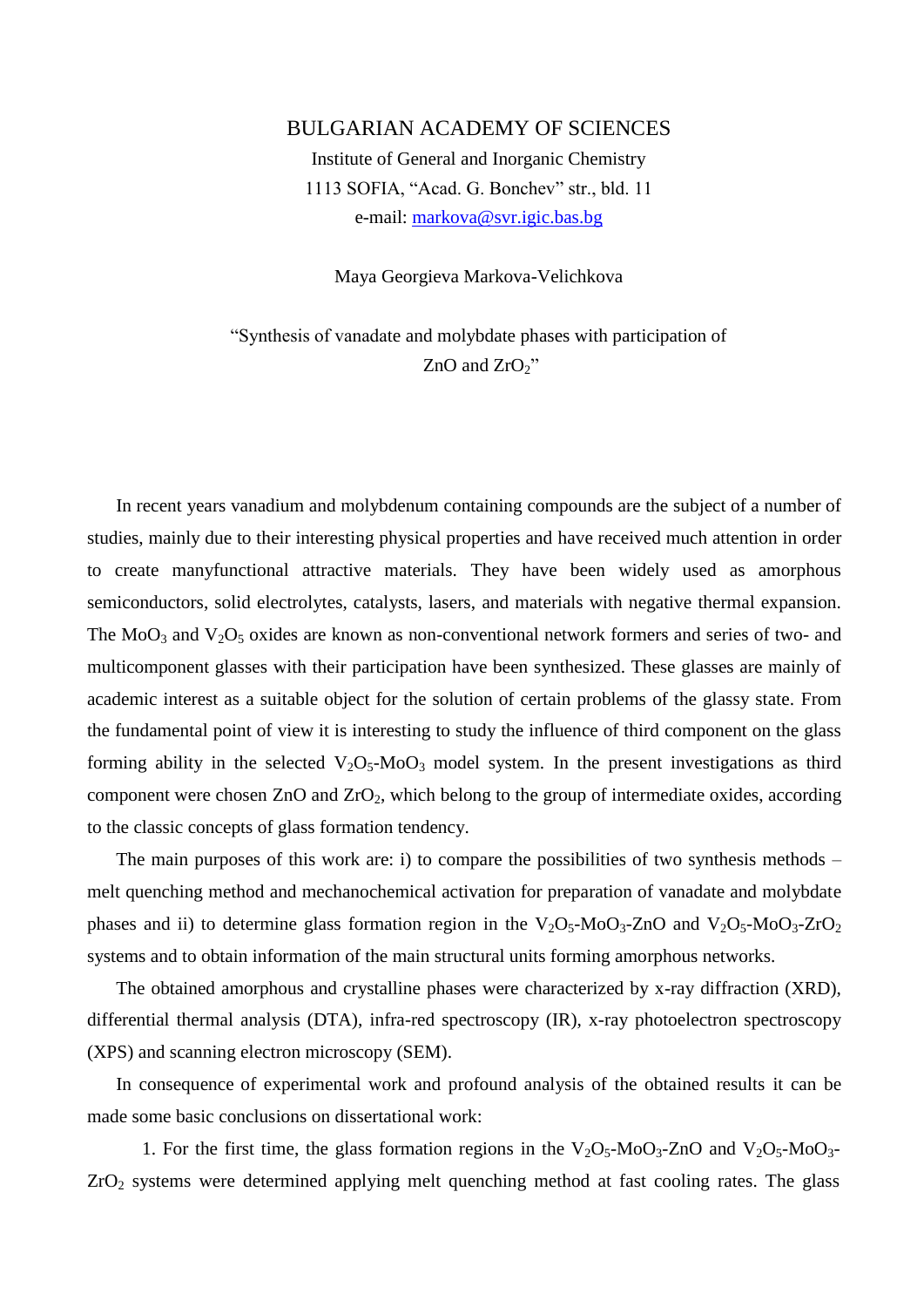BULGARIAN ACADEMY OF SCIENCES

Institute of General and Inorganic Chemistry

1113 SOFIA, "Acad. G. Bonchev" str., bld. 11

e-mail: [markova@svr.igic.bas.bg](mailto:markova@svr.igic.bas.bg)

Maya Georgieva Markova-Velichkova

"Synthesis of vanadate and molybdate phases with participation of ZnO and $ZrO_2$"

In recent years vanadium and molybdenum containing compounds are the subject of a number of studies, mainly due to their interesting physical properties and have received much attention in order to create manyfunctional attractive materials. They have been widely used as amorphous semiconductors, solid electrolytes, catalysts, lasers, and materials with negative thermal expansion. The $MoO_3$ and $V_2O_5$ oxides are known as non-conventional network formers and series of two- and multicomponent glasses with their participation have been synthesized. These glasses are mainly of academic interest as a suitable object for the solution of certain problems of the glassy state. From the fundamental point of view it is interesting to study the influence of third component on the glass forming ability in the selected $V_2O_5$-$MoO_3$ model system. In the present investigations as third component were chosen ZnO and $ZrO_2$, which belong to the group of intermediate oxides, according to the classic concepts of glass formation tendency.

The main purposes of this work are: i) to compare the possibilities of two synthesis methods – melt quenching method and mechanochemical activation for preparation of vanadate and molybdate phases and ii) to determine glass formation region in the $V_2O_5$-$MoO_3$-ZnO and $V_2O_5$-$MoO_3$-$ZrO_2$ systems and to obtain information of the main structural units forming amorphous networks.

The obtained amorphous and crystalline phases were characterized by x-ray diffraction (XRD), differential thermal analysis (DTA), infra-red spectroscopy (IR), x-ray photoelectron spectroscopy (XPS) and scanning electron microscopy (SEM).

In consequence of experimental work and profound analysis of the obtained results it can be made some basic conclusions on dissertational work:

1. For the first time, the glass formation regions in the $V_2O_5$-$MoO_3$-ZnO and $V_2O_5$-$MoO_3$-$ZrO_2$ systems were determined applying melt quenching method at fast cooling rates. The glass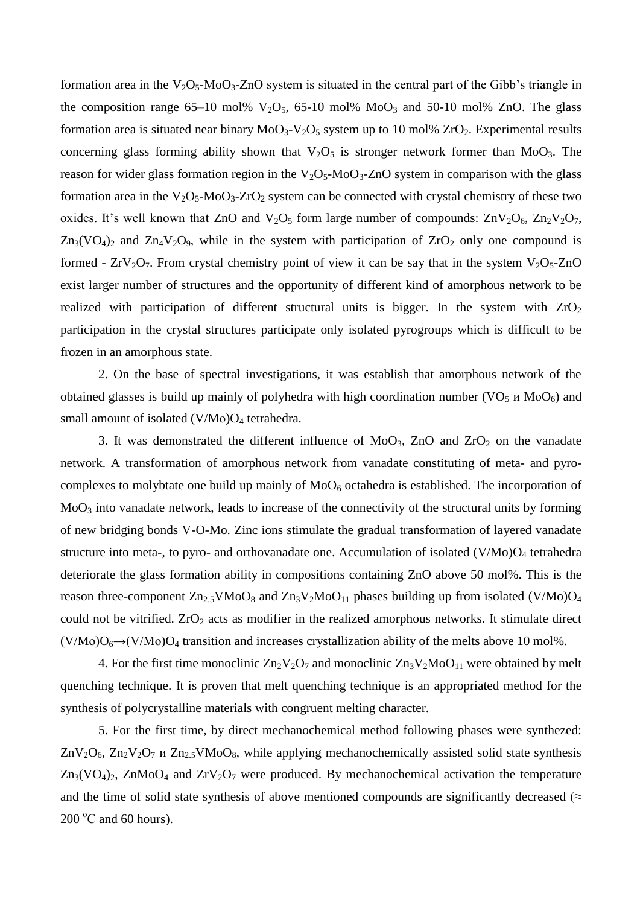formation area in the $V_2O_5$-$MoO_3$-ZnO system is situated in the central part of the Gibb's triangle in the composition range 65–10 mol% $V_2O_5$, 65-10 mol% $MoO_3$ and 50-10 mol% ZnO. The glass formation area is situated near binary $MoO_3$-$V_2O_5$ system up to 10 mol% $ZrO_2$. Experimental results concerning glass forming ability shown that $V_2O_5$ is stronger network former than $MoO_3$. The reason for wider glass formation region in the $V_2O_5$-$MoO_3$-ZnO system in comparison with the glass formation area in the $V_2O_5$-$MoO_3$-$ZrO_2$ system can be connected with crystal chemistry of these two oxides. It's well known that ZnO and $V_2O_5$ form large number of compounds: $ZnV_2O_6$, $Zn_2V_2O_7$, $Zn_3(VO_4)_2$ and $Zn_4V_2O_9$, while in the system with participation of $ZrO_2$ only one compound is formed - $ZrV_2O_7$. From crystal chemistry point of view it can be say that in the system $V_2O_5$-ZnO exist larger number of structures and the opportunity of different kind of amorphous network to be realized with participation of different structural units is bigger. In the system with $ZrO_2$ participation in the crystal structures participate only isolated pyrogroups which is difficult to be frozen in an amorphous state.

2. On the base of spectral investigations, it was establish that amorphous network of the obtained glasses is build up mainly of polyhedra with high coordination number ($VO_5$ и $MoO_6$) and small amount of isolated $(V/Mo)O_4$ tetrahedra.

3. It was demonstrated the different influence of $MoO_3$, ZnO and $ZrO_2$ on the vanadate network. A transformation of amorphous network from vanadate constituting of meta- and pyro-complexes to molybtate one build up mainly of $MoO_6$ octahedra is established. The incorporation of $MoO_3$ into vanadate network, leads to increase of the connectivity of the structural units by forming of new bridging bonds V-O-Mo. Zinc ions stimulate the gradual transformation of layered vanadate structure into meta-, to pyro- and orthovanadate one. Accumulation of isolated $(V/Mo)O_4$ tetrahedra deteriorate the glass formation ability in compositions containing ZnO above 50 mol%. This is the reason three-component $Zn_{2.5}VMoO_8$ and $Zn_3V_2MoO_{11}$ phases building up from isolated $(V/Mo)O_4$ could not be vitrified. $ZrO_2$ acts as modifier in the realized amorphous networks. It stimulate direct $(V/Mo)O_6 \rightarrow (V/Mo)O_4$ transition and increases crystallization ability of the melts above 10 mol%.

4. For the first time monoclinic $Zn_2V_2O_7$ and monoclinic $Zn_3V_2MoO_{11}$ were obtained by melt quenching technique. It is proven that melt quenching technique is an appropriated method for the synthesis of polycrystalline materials with congruent melting character.

5. For the first time, by direct mechanochemical method following phases were synthezed: $ZnV_2O_6$, $Zn_2V_2O_7$ и $Zn_{2.5}VMoO_8$, while applying mechanochemically assisted solid state synthesis $Zn_3(VO_4)_2$, $ZnMoO_4$ and $ZrV_2O_7$ were produced. By mechanochemical activation the temperature and the time of solid state synthesis of above mentioned compounds are significantly decreased ($\approx$ 200 $^{o}$C and 60 hours).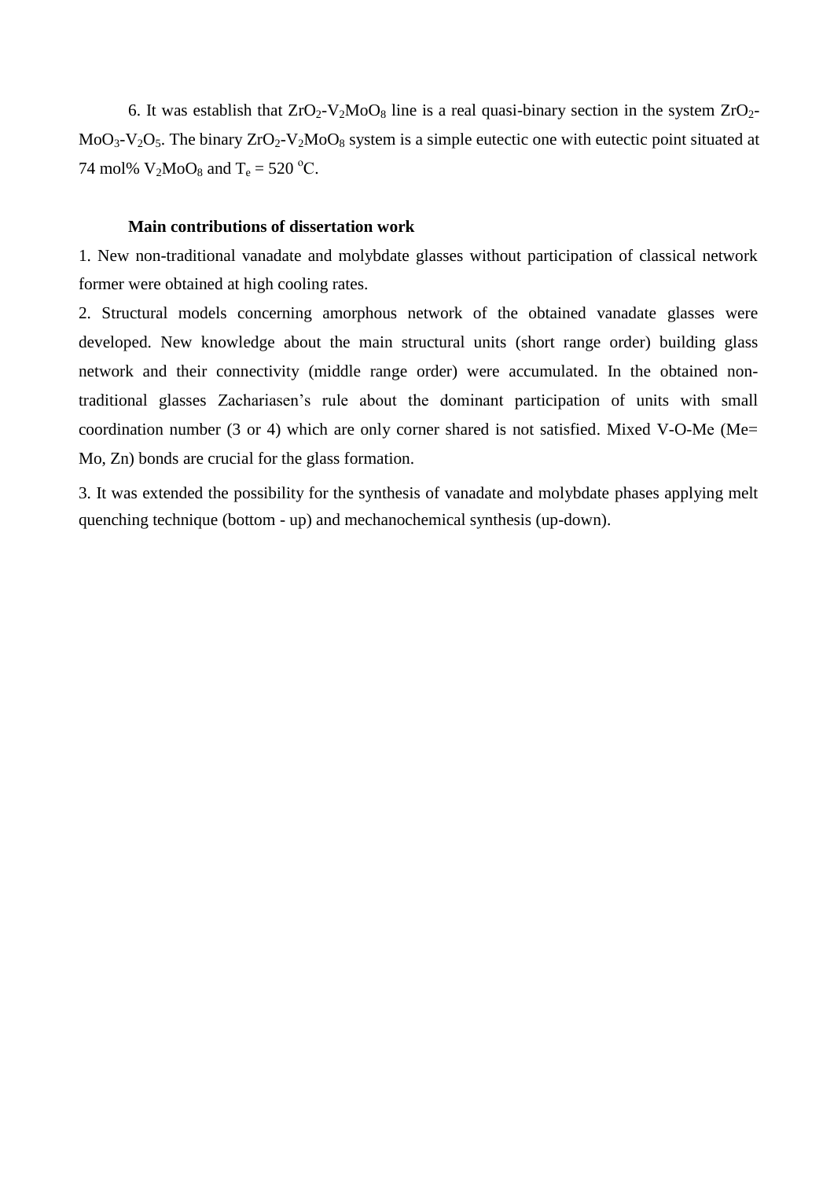6. It was establish that $ZrO_2$-$V_2MoO_8$ line is a real quasi-binary section in the system $ZrO_2$-$MoO_3$-$V_2O_5$. The binary $ZrO_2$-$V_2MoO_8$ system is a simple eutectic one with eutectic point situated at 74 mol% $V_2MoO_8$ and $T_e$ = 520 $^oC$.

**Main contributions of dissertation work**

1. New non-traditional vanadate and molybdate glasses without participation of classical network former were obtained at high cooling rates.

2. Structural models concerning amorphous network of the obtained vanadate glasses were developed. New knowledge about the main structural units (short range order) building glass network and their connectivity (middle range order) were accumulated. In the obtained non-traditional glasses Zachariasen's rule about the dominant participation of units with small coordination number (3 or 4) which are only corner shared is not satisfied. Mixed V-O-Me (Me= Mo, Zn) bonds are crucial for the glass formation.

3. It was extended the possibility for the synthesis of vanadate and molybdate phases applying melt quenching technique (bottom - up) and mechanochemical synthesis (up-down).